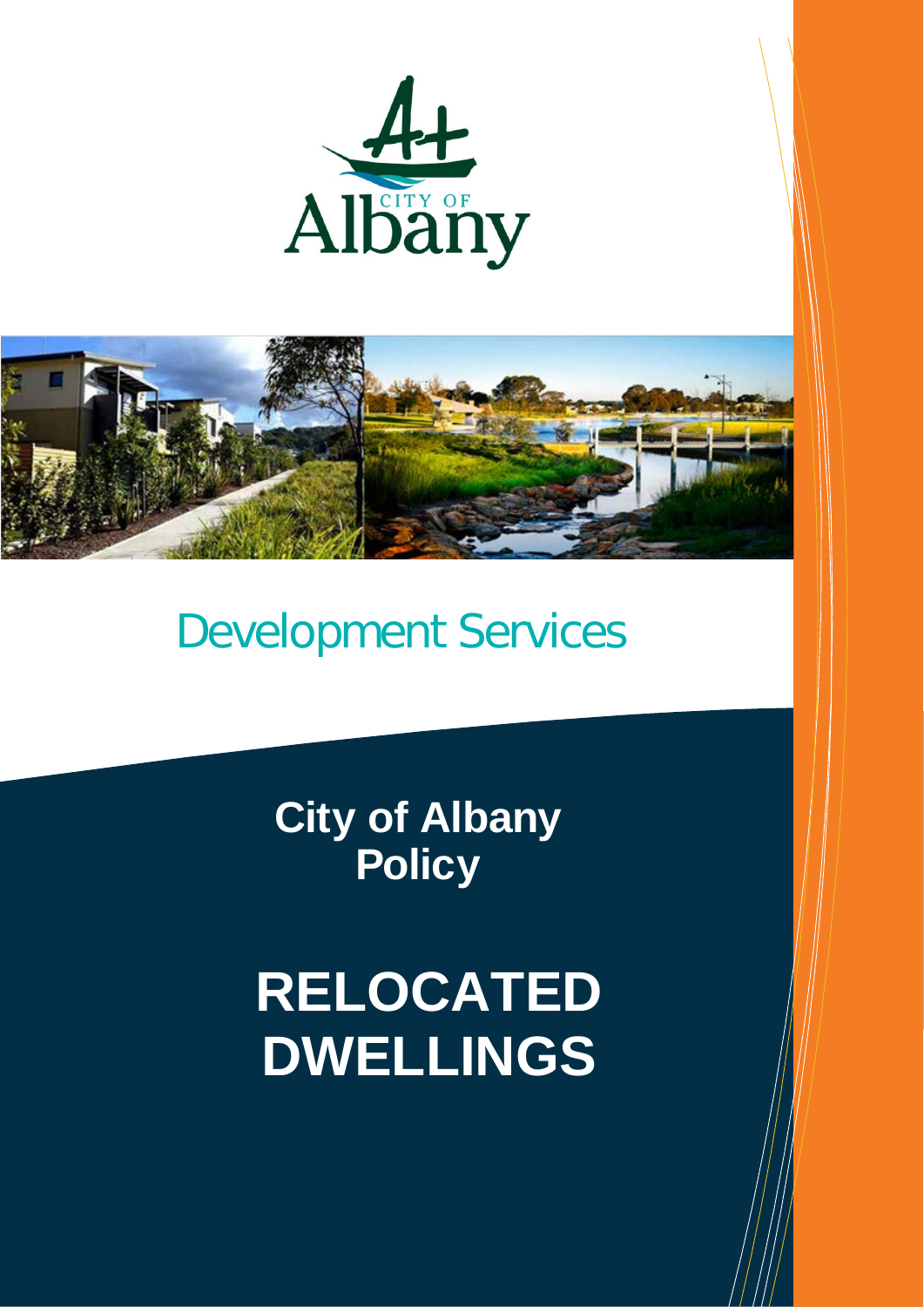CITY OF Albany

Development Services

**City of Albany Policy**

# RELOCATED DWELLINGS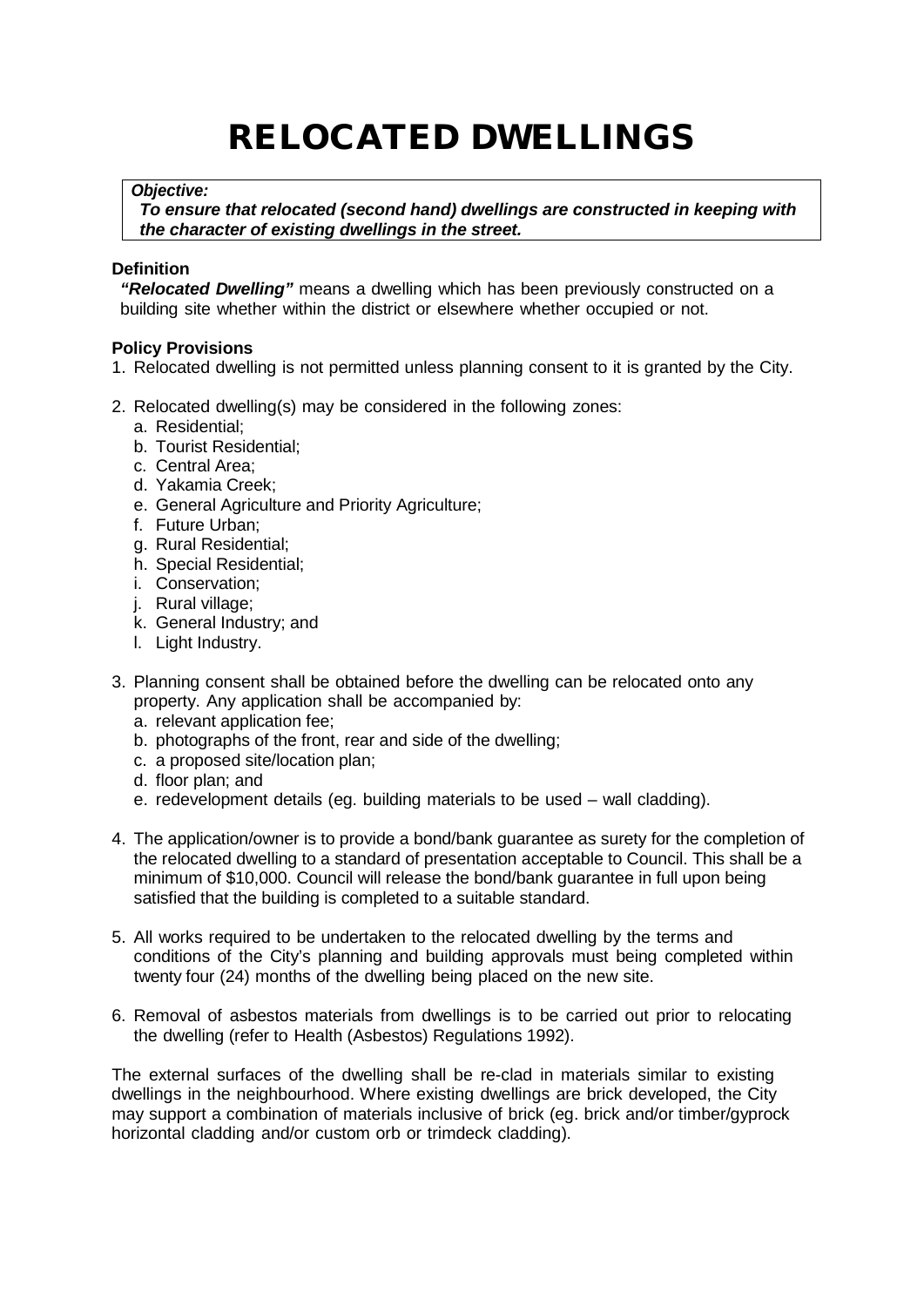# RELOCATED DWELLINGS

***Objective:***
***To ensure that relocated (second hand) dwellings are constructed in keeping with the character of existing dwellings in the street.***

**Definition**

***"Relocated Dwelling"*** means a dwelling which has been previously constructed on a building site whether within the district or elsewhere whether occupied or not.

**Policy Provisions**

1. Relocated dwelling is not permitted unless planning consent to it is granted by the City.

2. Relocated dwelling(s) may be considered in the following zones:
   a. Residential;
   b. Tourist Residential;
   c. Central Area;
   d. Yakamia Creek;
   e. General Agriculture and Priority Agriculture;
   f. Future Urban;
   g. Rural Residential;
   h. Special Residential;
   i. Conservation;
   j. Rural village;
   k. General Industry; and
   l. Light Industry.

3. Planning consent shall be obtained before the dwelling can be relocated onto any property. Any application shall be accompanied by:
   a. relevant application fee;
   b. photographs of the front, rear and side of the dwelling;
   c. a proposed site/location plan;
   d. floor plan; and
   e. redevelopment details (eg. building materials to be used – wall cladding).

4. The application/owner is to provide a bond/bank guarantee as surety for the completion of the relocated dwelling to a standard of presentation acceptable to Council. This shall be a minimum of $10,000. Council will release the bond/bank guarantee in full upon being satisfied that the building is completed to a suitable standard.

5. All works required to be undertaken to the relocated dwelling by the terms and conditions of the City's planning and building approvals must being completed within twenty four (24) months of the dwelling being placed on the new site.

6. Removal of asbestos materials from dwellings is to be carried out prior to relocating the dwelling (refer to Health (Asbestos) Regulations 1992).

The external surfaces of the dwelling shall be re-clad in materials similar to existing dwellings in the neighbourhood. Where existing dwellings are brick developed, the City may support a combination of materials inclusive of brick (eg. brick and/or timber/gyprock horizontal cladding and/or custom orb or trimdeck cladding).